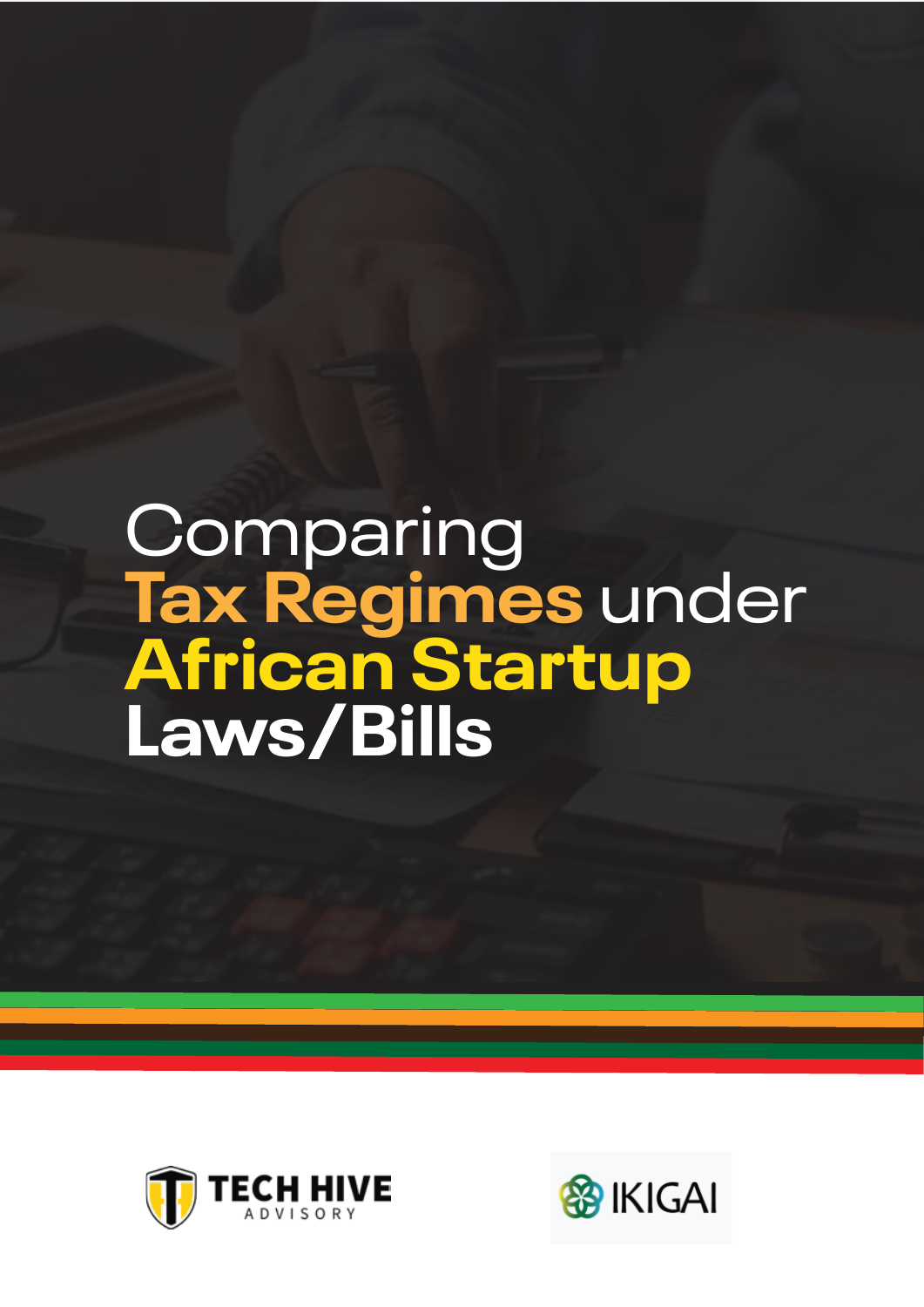# Comparing Tax Regimes under African Startup Laws/Bills

TECH HIVE ADVISORY

IKIGAI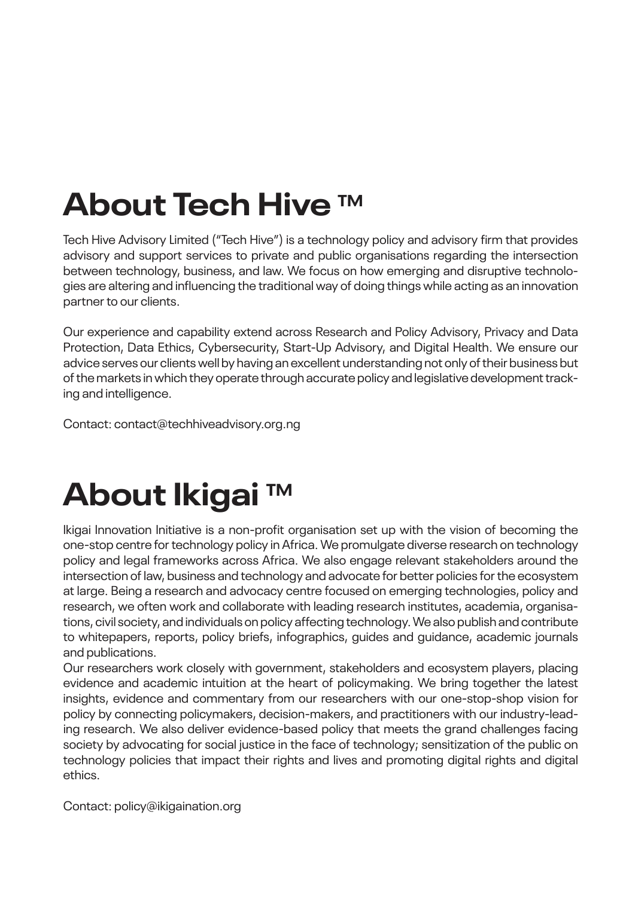# About Tech Hive ™

Tech Hive Advisory Limited ("Tech Hive") is a technology policy and advisory firm that provides advisory and support services to private and public organisations regarding the intersection between technology, business, and law. We focus on how emerging and disruptive technologies are altering and influencing the traditional way of doing things while acting as an innovation partner to our clients.

Our experience and capability extend across Research and Policy Advisory, Privacy and Data Protection, Data Ethics, Cybersecurity, Start-Up Advisory, and Digital Health. We ensure our advice serves our clients well by having an excellent understanding not only of their business but of the markets in which they operate through accurate policy and legislative development tracking and intelligence.

Contact: contact@techhiveadvisory.org.ng

# About Ikigai ™

Ikigai Innovation Initiative is a non-profit organisation set up with the vision of becoming the one-stop centre for technology policy in Africa. We promulgate diverse research on technology policy and legal frameworks across Africa. We also engage relevant stakeholders around the intersection of law, business and technology and advocate for better policies for the ecosystem at large. Being a research and advocacy centre focused on emerging technologies, policy and research, we often work and collaborate with leading research institutes, academia, organisations, civil society, and individuals on policy affecting technology. We also publish and contribute to whitepapers, reports, policy briefs, infographics, guides and guidance, academic journals and publications.

Our researchers work closely with government, stakeholders and ecosystem players, placing evidence and academic intuition at the heart of policymaking. We bring together the latest insights, evidence and commentary from our researchers with our one-stop-shop vision for policy by connecting policymakers, decision-makers, and practitioners with our industry-leading research. We also deliver evidence-based policy that meets the grand challenges facing society by advocating for social justice in the face of technology; sensitization of the public on technology policies that impact their rights and lives and promoting digital rights and digital ethics.

Contact: policy@ikigaination.org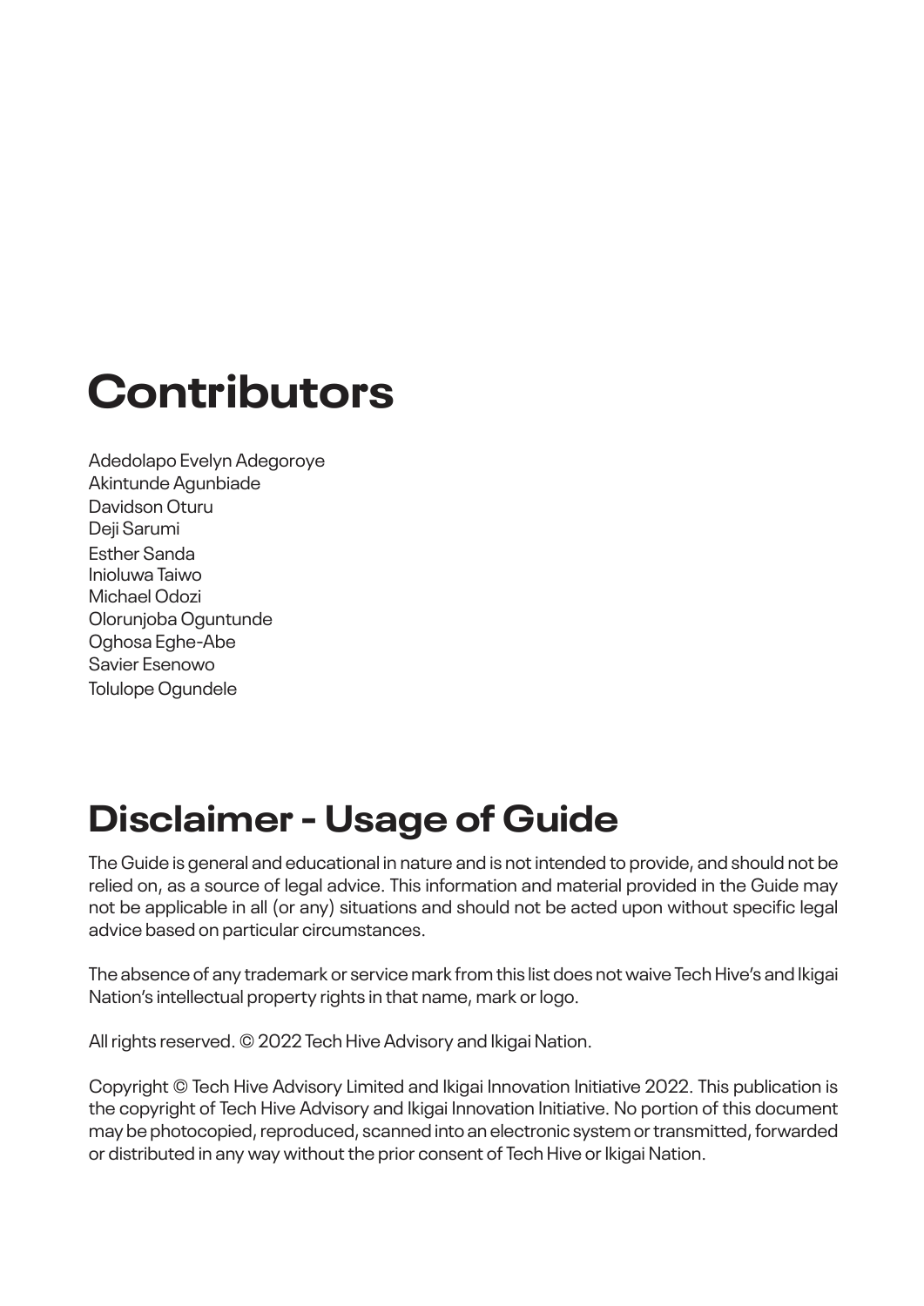# Contributors

Adedolapo Evelyn Adegoroye
Akintunde Agunbiade
Davidson Oturu
Deji Sarumi
Esther Sanda
Inioluwa Taiwo
Michael Odozi
Olorunjoba Oguntunde
Oghosa Eghe-Abe
Savier Esenowo
Tolulope Ogundele

# Disclaimer - Usage of Guide

The Guide is general and educational in nature and is not intended to provide, and should not be relied on, as a source of legal advice. This information and material provided in the Guide may not be applicable in all (or any) situations and should not be acted upon without specific legal advice based on particular circumstances.

The absence of any trademark or service mark from this list does not waive Tech Hive's and Ikigai Nation's intellectual property rights in that name, mark or logo.

All rights reserved. © 2022 Tech Hive Advisory and Ikigai Nation.

Copyright © Tech Hive Advisory Limited and Ikigai Innovation Initiative 2022. This publication is the copyright of Tech Hive Advisory and Ikigai Innovation Initiative. No portion of this document may be photocopied, reproduced, scanned into an electronic system or transmitted, forwarded or distributed in any way without the prior consent of Tech Hive or Ikigai Nation.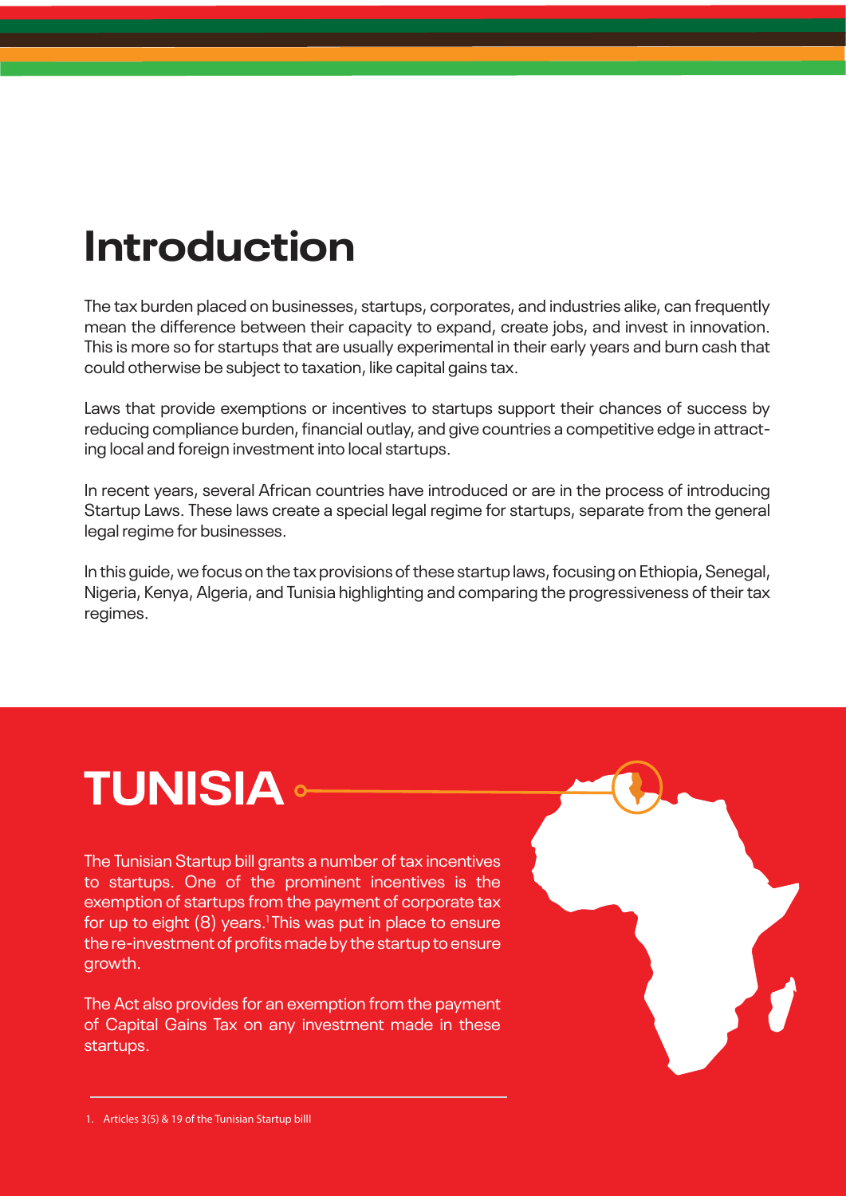# Introduction

The tax burden placed on businesses, startups, corporates, and industries alike, can frequently mean the difference between their capacity to expand, create jobs, and invest in innovation. This is more so for startups that are usually experimental in their early years and burn cash that could otherwise be subject to taxation, like capital gains tax.

Laws that provide exemptions or incentives to startups support their chances of success by reducing compliance burden, financial outlay, and give countries a competitive edge in attracting local and foreign investment into local startups.

In recent years, several African countries have introduced or are in the process of introducing Startup Laws. These laws create a special legal regime for startups, separate from the general legal regime for businesses.

In this guide, we focus on the tax provisions of these startup laws, focusing on Ethiopia, Senegal, Nigeria, Kenya, Algeria, and Tunisia highlighting and comparing the progressiveness of their tax regimes.

# TUNISIA

The Tunisian Startup bill grants a number of tax incentives to startups. One of the prominent incentives is the exemption of startups from the payment of corporate tax for up to eight (8) years.[1] This was put in place to ensure the re-investment of profits made by the startup to ensure growth.

The Act also provides for an exemption from the payment of Capital Gains Tax on any investment made in these startups.

1. Articles 3(5) & 19 of the Tunisian Startup billl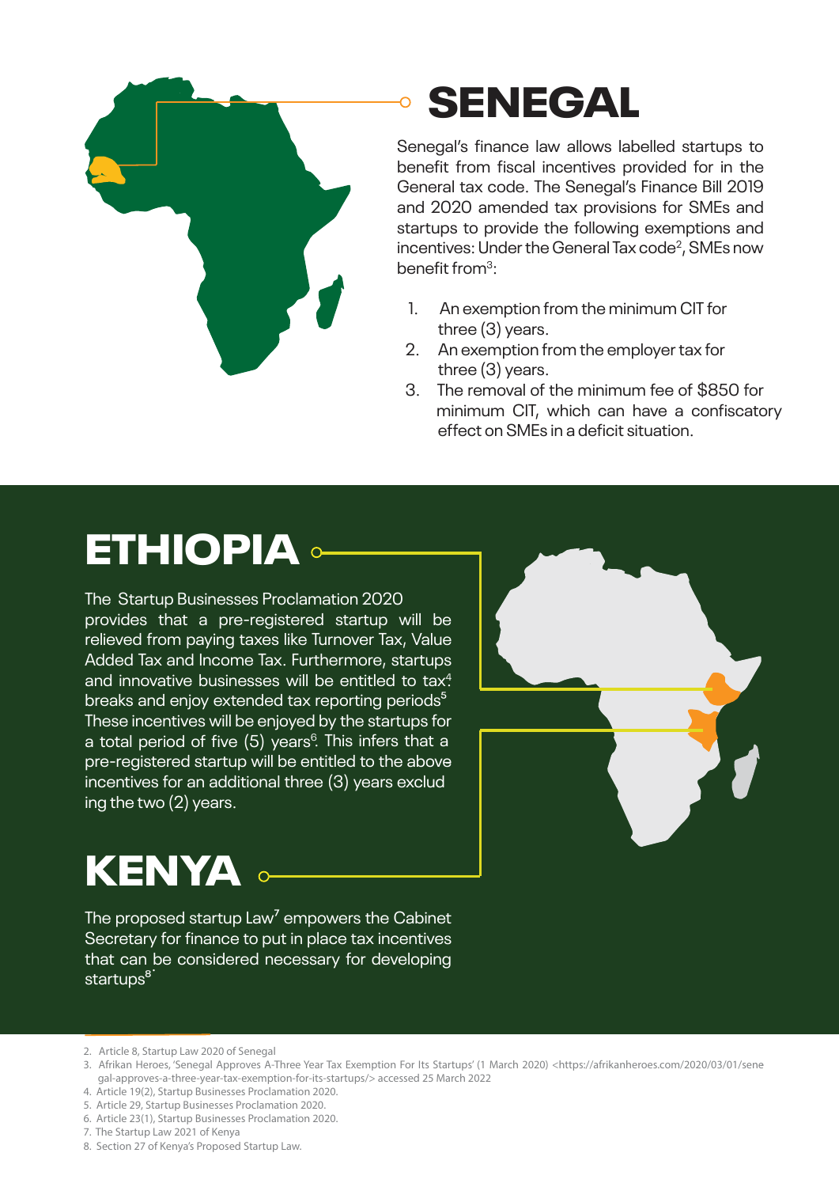# SENEGAL

Senegal's finance law allows labelled startups to benefit from fiscal incentives provided for in the General tax code. The Senegal's Finance Bill 2019 and 2020 amended tax provisions for SMEs and startups to provide the following exemptions and incentives: Under the General Tax code[2], SMEs now benefit from[3]:

1. An exemption from the minimum CIT for three (3) years.
2. An exemption from the employer tax for three (3) years.
3. The removal of the minimum fee of $850 for minimum CIT, which can have a confiscatory effect on SMEs in a deficit situation.

# ETHIOPIA

The Startup Businesses Proclamation 2020 provides that a pre-registered startup will be relieved from paying taxes like Turnover Tax, Value Added Tax and Income Tax. Furthermore, startups and innovative businesses will be entitled to tax[4] breaks and enjoy extended tax reporting periods[5] These incentives will be enjoyed by the startups for a total period of five (5) years[6]. This infers that a pre-registered startup will be entitled to the above incentives for an additional three (3) years exclud ing the two (2) years.

# KENYA

The proposed startup Law[7] empowers the Cabinet Secretary for finance to put in place tax incentives that can be considered necessary for developing startups[8]

---

2. Article 8, Startup Law 2020 of Senegal
3. Afrikan Heroes, 'Senegal Approves A-Three Year Tax Exemption For Its Startups' (1 March 2020) <https://afrikanheroes.com/2020/03/01/senegal-approves-a-three-year-tax-exemption-for-its-startups/> accessed 25 March 2022
4. Article 19(2), Startup Businesses Proclamation 2020.
5. Article 29, Startup Businesses Proclamation 2020.
6. Article 23(1), Startup Businesses Proclamation 2020.
7. The Startup Law 2021 of Kenya
8. Section 27 of Kenya's Proposed Startup Law.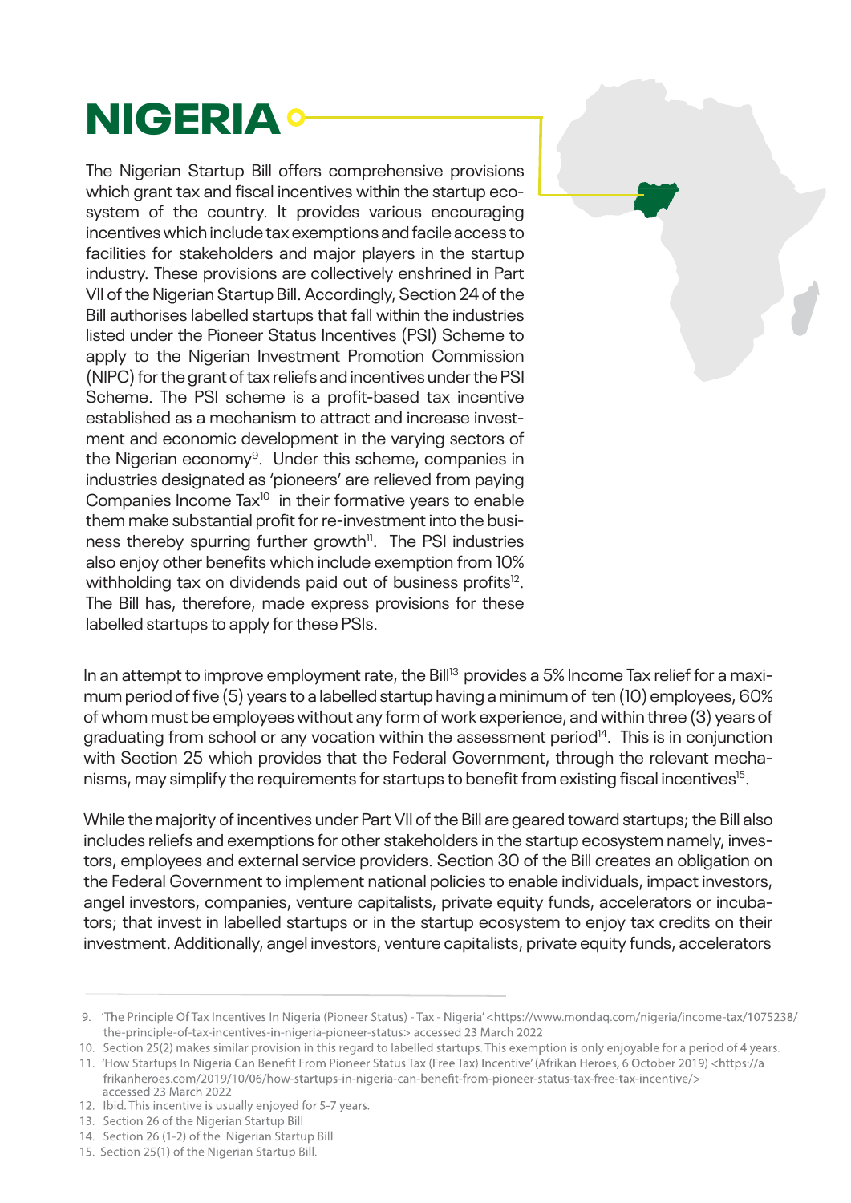# NIGERIA

The Nigerian Startup Bill offers comprehensive provisions which grant tax and fiscal incentives within the startup ecosystem of the country. It provides various encouraging incentives which include tax exemptions and facile access to facilities for stakeholders and major players in the startup industry. These provisions are collectively enshrined in Part VII of the Nigerian Startup Bill. Accordingly, Section 24 of the Bill authorises labelled startups that fall within the industries listed under the Pioneer Status Incentives (PSI) Scheme to apply to the Nigerian Investment Promotion Commission (NIPC) for the grant of tax reliefs and incentives under the PSI Scheme. The PSI scheme is a profit-based tax incentive established as a mechanism to attract and increase investment and economic development in the varying sectors of the Nigerian economy[9]. Under this scheme, companies in industries designated as 'pioneers' are relieved from paying Companies Income Tax[10] in their formative years to enable them make substantial profit for re-investment into the business thereby spurring further growth[11]. The PSI industries also enjoy other benefits which include exemption from 10% withholding tax on dividends paid out of business profits[12]. The Bill has, therefore, made express provisions for these labelled startups to apply for these PSIs.

In an attempt to improve employment rate, the Bill[13] provides a 5% Income Tax relief for a maximum period of five (5) years to a labelled startup having a minimum of ten (10) employees, 60% of whom must be employees without any form of work experience, and within three (3) years of graduating from school or any vocation within the assessment period[14]. This is in conjunction with Section 25 which provides that the Federal Government, through the relevant mechanisms, may simplify the requirements for startups to benefit from existing fiscal incentives[15].

While the majority of incentives under Part VII of the Bill are geared toward startups; the Bill also includes reliefs and exemptions for other stakeholders in the startup ecosystem namely, investors, employees and external service providers. Section 30 of the Bill creates an obligation on the Federal Government to implement national policies to enable individuals, impact investors, angel investors, companies, venture capitalists, private equity funds, accelerators or incubators; that invest in labelled startups or in the startup ecosystem to enjoy tax credits on their investment. Additionally, angel investors, venture capitalists, private equity funds, accelerators

---

9. 'The Principle Of Tax Incentives In Nigeria (Pioneer Status) - Tax - Nigeria' <https://www.mondaq.com/nigeria/income-tax/1075238/the-principle-of-tax-incentives-in-nigeria-pioneer-status> accessed 23 March 2022
10. Section 25(2) makes similar provision in this regard to labelled startups. This exemption is only enjoyable for a period of 4 years.
11. 'How Startups In Nigeria Can Benefit From Pioneer Status Tax (Free Tax) Incentive' (Afrikan Heroes, 6 October 2019) <https://afrikanheroes.com/2019/10/06/how-startups-in-nigeria-can-benefit-from-pioneer-status-tax-free-tax-incentive/> accessed 23 March 2022
12. Ibid. This incentive is usually enjoyed for 5-7 years.
13. Section 26 of the Nigerian Startup Bill
14. Section 26 (1-2) of the Nigerian Startup Bill
15. Section 25(1) of the Nigerian Startup Bill.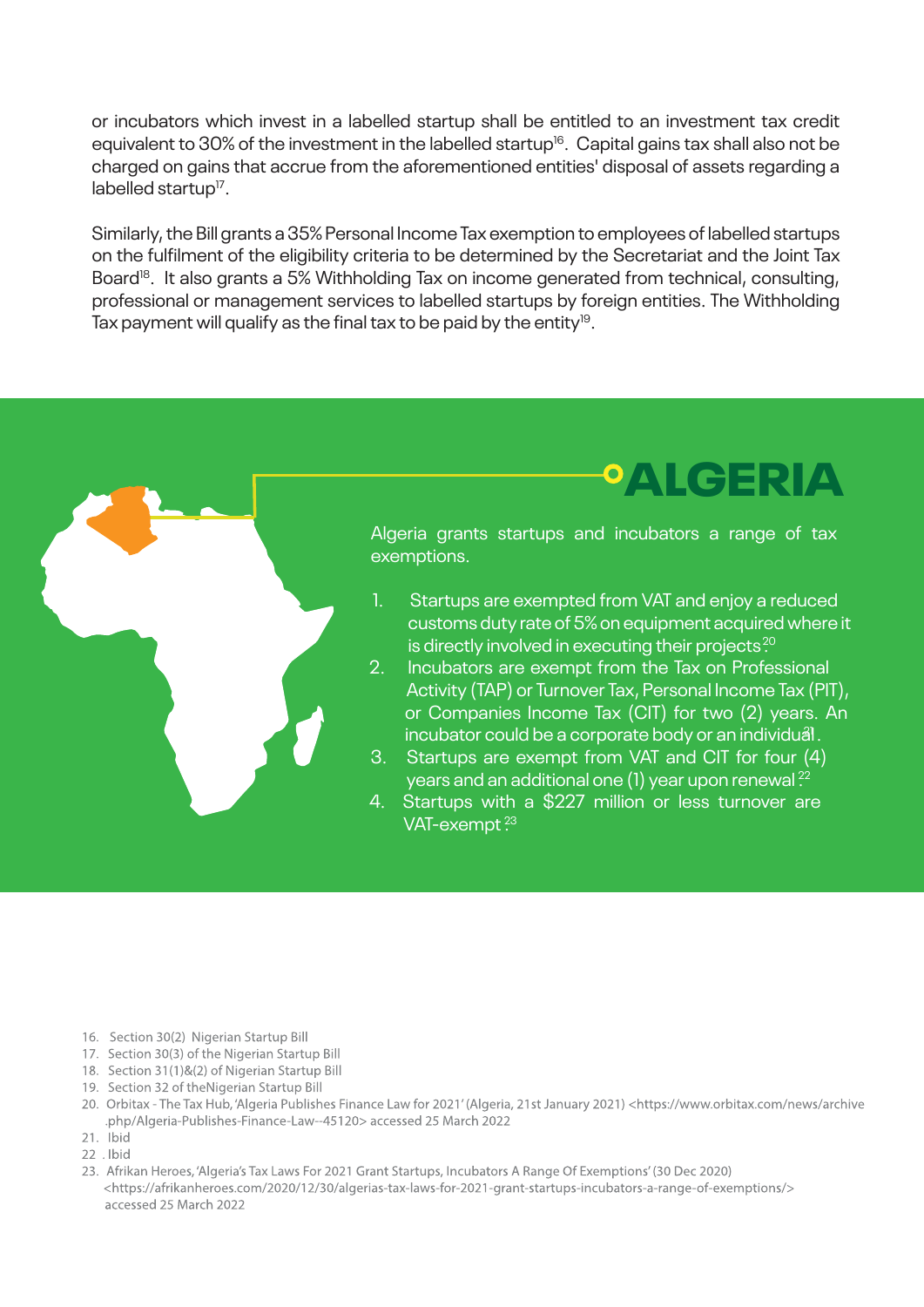or incubators which invest in a labelled startup shall be entitled to an investment tax credit equivalent to 30% of the investment in the labelled startup[16]. Capital gains tax shall also not be charged on gains that accrue from the aforementioned entities' disposal of assets regarding a labelled startup[17].

Similarly, the Bill grants a 35% Personal Income Tax exemption to employees of labelled startups on the fulfilment of the eligibility criteria to be determined by the Secretariat and the Joint Tax Board[18]. It also grants a 5% Withholding Tax on income generated from technical, consulting, professional or management services to labelled startups by foreign entities. The Withholding Tax payment will qualify as the final tax to be paid by the entity[19].

## ALGERIA

Algeria grants startups and incubators a range of tax exemptions.

1. Startups are exempted from VAT and enjoy a reduced customs duty rate of 5% on equipment acquired where it is directly involved in executing their projects.[20]
2. Incubators are exempt from the Tax on Professional Activity (TAP) or Turnover Tax, Personal Income Tax (PIT), or Companies Income Tax (CIT) for two (2) years. An incubator could be a corporate body or an individual.[21]
3. Startups are exempt from VAT and CIT for four (4) years and an additional one (1) year upon renewal.[22]
4. Startups with a $227 million or less turnover are VAT-exempt.[23]

---

16. Section 30(2) Nigerian Startup Bill
17. Section 30(3) of the Nigerian Startup Bill
18. Section 31(1)&(2) of Nigerian Startup Bill
19. Section 32 of theNigerian Startup Bill
20. Orbitax - The Tax Hub, 'Algeria Publishes Finance Law for 2021' (Algeria, 21st January 2021) <https://www.orbitax.com/news/archive.php/Algeria-Publishes-Finance-Law--45120> accessed 25 March 2022
21. Ibid
22. Ibid
23. Afrikan Heroes, 'Algeria's Tax Laws For 2021 Grant Startups, Incubators A Range Of Exemptions' (30 Dec 2020) <https://afrikanheroes.com/2020/12/30/algerias-tax-laws-for-2021-grant-startups-incubators-a-range-of-exemptions/> accessed 25 March 2022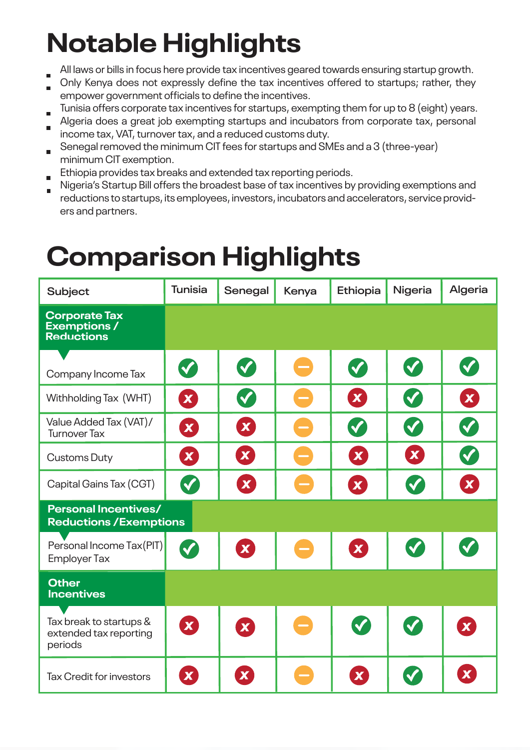# Notable Highlights

- All laws or bills in focus here provide tax incentives geared towards ensuring startup growth.
- Only Kenya does not expressly define the tax incentives offered to startups; rather, they empower government officials to define the incentives.
- Tunisia offers corporate tax incentives for startups, exempting them for up to 8 (eight) years.
- Algeria does a great job exempting startups and incubators from corporate tax, personal income tax, VAT, turnover tax, and a reduced customs duty.
- Senegal removed the minimum CIT fees for startups and SMEs and a 3 (three-year) minimum CIT exemption.
- Ethiopia provides tax breaks and extended tax reporting periods.
- Nigeria's Startup Bill offers the broadest base of tax incentives by providing exemptions and reductions to startups, its employees, investors, incubators and accelerators, service providers and partners.

# Comparison Highlights

| Subject | Tunisia | Senegal | Kenya | Ethiopia | Nigeria | Algeria |
|---|---|---|---|---|---|---|
| **Corporate Tax Exemptions / Reductions** | | | | | | |
| Company Income Tax | ✓ | ✓ | – | ✓ | ✓ | ✓ |
| Withholding Tax (WHT) | ✗ | ✓ | – | ✗ | ✓ | ✗ |
| Value Added Tax (VAT)/ Turnover Tax | ✗ | ✗ | – | ✓ | ✓ | ✓ |
| Customs Duty | ✗ | ✗ | – | ✗ | ✗ | ✓ |
| Capital Gains Tax (CGT) | ✓ | ✗ | – | ✗ | ✓ | ✗ |
| **Personal Incentives/ Reductions /Exemptions** | | | | | | |
| Personal Income Tax(PIT) Employer Tax | ✓ | ✗ | – | ✗ | ✓ | ✓ |
| **Other Incentives** | | | | | | |
| Tax break to startups & extended tax reporting periods | ✗ | ✗ | – | ✓ | ✓ | ✗ |
| Tax Credit for investors | ✗ | ✗ | – | ✗ | ✓ | ✗ |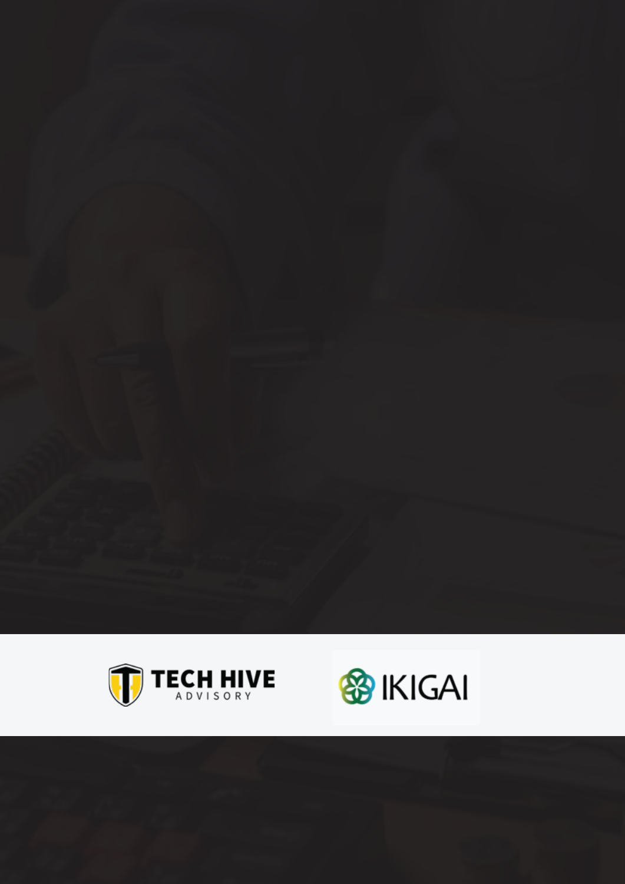TECH HIVE ADVISORY

IKIGAI